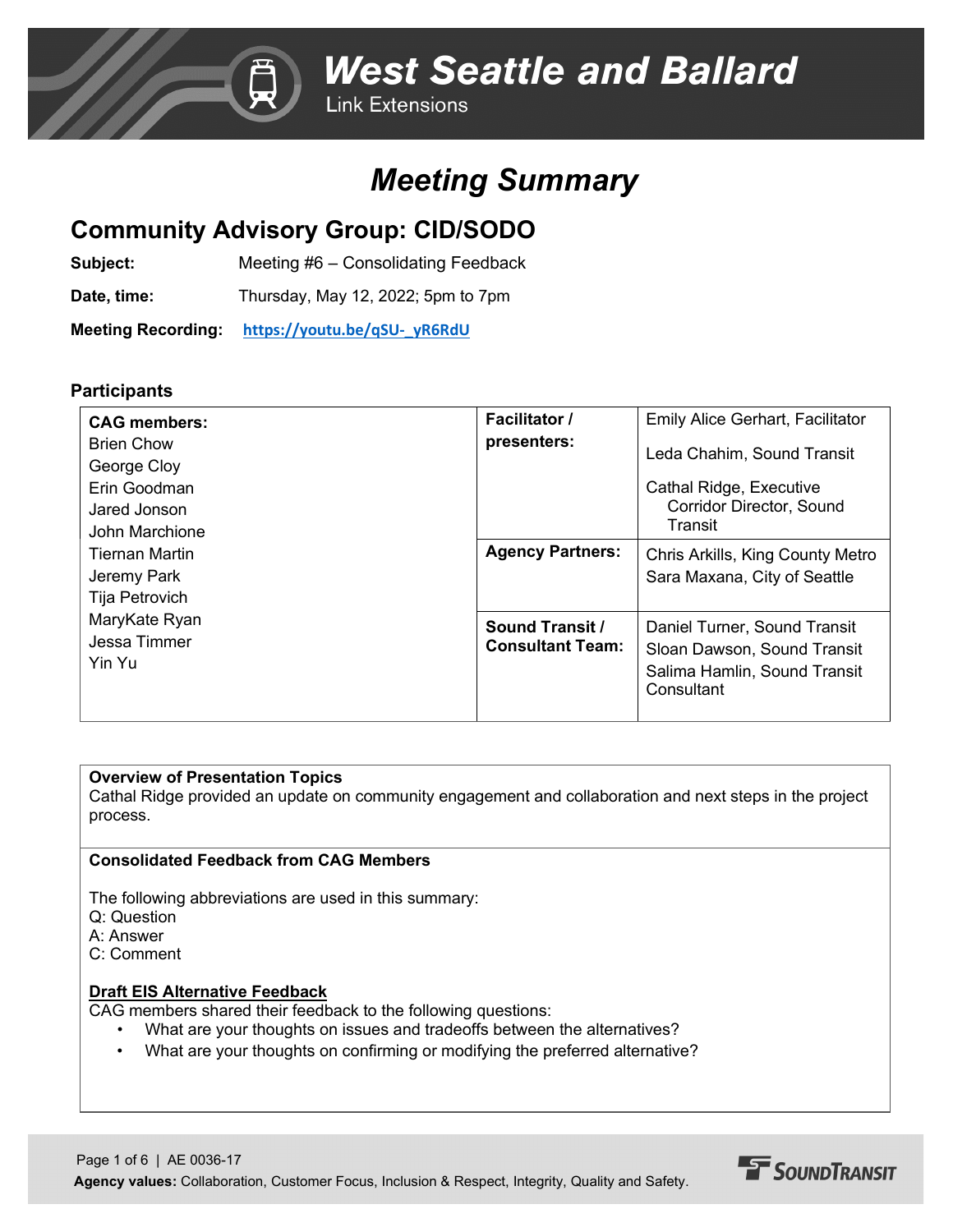# West Seattle and Ballard
Link Extensions

# *Meeting Summary*

## Community Advisory Group: CID/SODO

**Subject:** Meeting #6 – Consolidating Feedback

**Date, time:** Thursday, May 12, 2022; 5pm to 7pm

**Meeting Recording:** https://youtu.be/qSU-_yR6RdU

### Participants

| **CAG members:** | **Facilitator / presenters:** | Emily Alice Gerhart, Facilitator<br>Leda Chahim, Sound Transit<br>Cathal Ridge, Executive Corridor Director, Sound Transit |
|---|---|---|
| Brien Chow<br>George Cloy<br>Erin Goodman<br>Jared Jonson<br>John Marchione<br>Tiernan Martin<br>Jeremy Park<br>Tija Petrovich<br>MaryKate Ryan<br>Jessa Timmer<br>Yin Yu | **Agency Partners:** | Chris Arkills, King County Metro<br>Sara Maxana, City of Seattle |
| | **Sound Transit / Consultant Team:** | Daniel Turner, Sound Transit<br>Sloan Dawson, Sound Transit<br>Salima Hamlin, Sound Transit Consultant |

**Overview of Presentation Topics**

Cathal Ridge provided an update on community engagement and collaboration and next steps in the project process.

**Consolidated Feedback from CAG Members**

The following abbreviations are used in this summary:
Q: Question
A: Answer
C: Comment

**Draft EIS Alternative Feedback**

CAG members shared their feedback to the following questions:

- What are your thoughts on issues and tradeoffs between the alternatives?
- What are your thoughts on confirming or modifying the preferred alternative?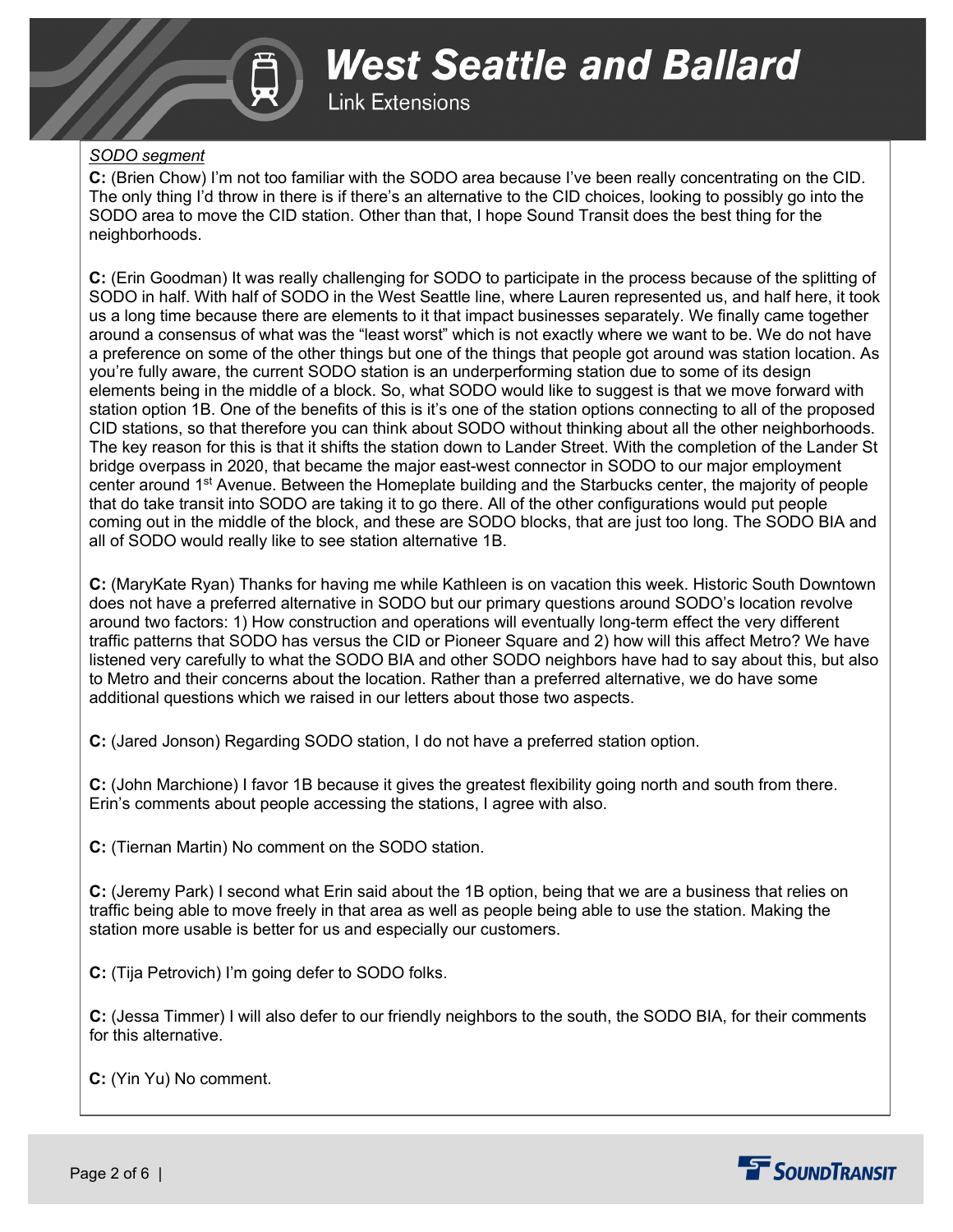*SODO segment*

**C:** (Brien Chow) I'm not too familiar with the SODO area because I've been really concentrating on the CID. The only thing I'd throw in there is if there's an alternative to the CID choices, looking to possibly go into the SODO area to move the CID station. Other than that, I hope Sound Transit does the best thing for the neighborhoods.

**C:** (Erin Goodman) It was really challenging for SODO to participate in the process because of the splitting of SODO in half. With half of SODO in the West Seattle line, where Lauren represented us, and half here, it took us a long time because there are elements to it that impact businesses separately. We finally came together around a consensus of what was the "least worst" which is not exactly where we want to be. We do not have a preference on some of the other things but one of the things that people got around was station location. As you're fully aware, the current SODO station is an underperforming station due to some of its design elements being in the middle of a block. So, what SODO would like to suggest is that we move forward with station option 1B. One of the benefits of this is it's one of the station options connecting to all of the proposed CID stations, so that therefore you can think about SODO without thinking about all the other neighborhoods. The key reason for this is that it shifts the station down to Lander Street. With the completion of the Lander St bridge overpass in 2020, that became the major east-west connector in SODO to our major employment center around 1st Avenue. Between the Homeplate building and the Starbucks center, the majority of people that do take transit into SODO are taking it to go there. All of the other configurations would put people coming out in the middle of the block, and these are SODO blocks, that are just too long. The SODO BIA and all of SODO would really like to see station alternative 1B.

**C:** (MaryKate Ryan) Thanks for having me while Kathleen is on vacation this week. Historic South Downtown does not have a preferred alternative in SODO but our primary questions around SODO's location revolve around two factors: 1) How construction and operations will eventually long-term effect the very different traffic patterns that SODO has versus the CID or Pioneer Square and 2) how will this affect Metro? We have listened very carefully to what the SODO BIA and other SODO neighbors have had to say about this, but also to Metro and their concerns about the location. Rather than a preferred alternative, we do have some additional questions which we raised in our letters about those two aspects.

**C:** (Jared Jonson) Regarding SODO station, I do not have a preferred station option.

**C:** (John Marchione) I favor 1B because it gives the greatest flexibility going north and south from there. Erin's comments about people accessing the stations, I agree with also.

**C:** (Tiernan Martin) No comment on the SODO station.

**C:** (Jeremy Park) I second what Erin said about the 1B option, being that we are a business that relies on traffic being able to move freely in that area as well as people being able to use the station. Making the station more usable is better for us and especially our customers.

**C:** (Tija Petrovich) I'm going defer to SODO folks.

**C:** (Jessa Timmer) I will also defer to our friendly neighbors to the south, the SODO BIA, for their comments for this alternative.

**C:** (Yin Yu) No comment.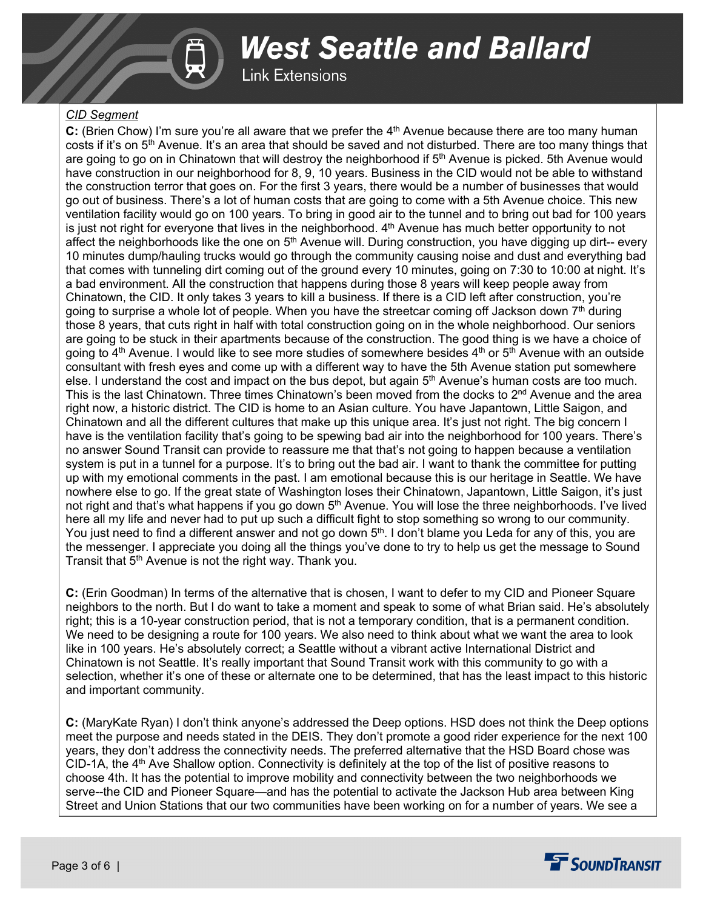*CID Segment*

**C:** (Brien Chow) I'm sure you're all aware that we prefer the 4th Avenue because there are too many human costs if it's on 5th Avenue. It's an area that should be saved and not disturbed. There are too many things that are going to go on in Chinatown that will destroy the neighborhood if 5th Avenue is picked. 5th Avenue would have construction in our neighborhood for 8, 9, 10 years. Business in the CID would not be able to withstand the construction terror that goes on. For the first 3 years, there would be a number of businesses that would go out of business. There's a lot of human costs that are going to come with a 5th Avenue choice. This new ventilation facility would go on 100 years. To bring in good air to the tunnel and to bring out bad for 100 years is just not right for everyone that lives in the neighborhood. 4th Avenue has much better opportunity to not affect the neighborhoods like the one on 5th Avenue will. During construction, you have digging up dirt-- every 10 minutes dump/hauling trucks would go through the community causing noise and dust and everything bad that comes with tunneling dirt coming out of the ground every 10 minutes, going on 7:30 to 10:00 at night. It's a bad environment. All the construction that happens during those 8 years will keep people away from Chinatown, the CID. It only takes 3 years to kill a business. If there is a CID left after construction, you're going to surprise a whole lot of people. When you have the streetcar coming off Jackson down 7th during those 8 years, that cuts right in half with total construction going on in the whole neighborhood. Our seniors are going to be stuck in their apartments because of the construction. The good thing is we have a choice of going to 4th Avenue. I would like to see more studies of somewhere besides 4th or 5th Avenue with an outside consultant with fresh eyes and come up with a different way to have the 5th Avenue station put somewhere else. I understand the cost and impact on the bus depot, but again 5th Avenue's human costs are too much. This is the last Chinatown. Three times Chinatown's been moved from the docks to 2nd Avenue and the area right now, a historic district. The CID is home to an Asian culture. You have Japantown, Little Saigon, and Chinatown and all the different cultures that make up this unique area. It's just not right. The big concern I have is the ventilation facility that's going to be spewing bad air into the neighborhood for 100 years. There's no answer Sound Transit can provide to reassure me that that's not going to happen because a ventilation system is put in a tunnel for a purpose. It's to bring out the bad air. I want to thank the committee for putting up with my emotional comments in the past. I am emotional because this is our heritage in Seattle. We have nowhere else to go. If the great state of Washington loses their Chinatown, Japantown, Little Saigon, it's just not right and that's what happens if you go down 5th Avenue. You will lose the three neighborhoods. I've lived here all my life and never had to put up such a difficult fight to stop something so wrong to our community. You just need to find a different answer and not go down 5th. I don't blame you Leda for any of this, you are the messenger. I appreciate you doing all the things you've done to try to help us get the message to Sound Transit that 5th Avenue is not the right way. Thank you.

**C:** (Erin Goodman) In terms of the alternative that is chosen, I want to defer to my CID and Pioneer Square neighbors to the north. But I do want to take a moment and speak to some of what Brian said. He's absolutely right; this is a 10-year construction period, that is not a temporary condition, that is a permanent condition. We need to be designing a route for 100 years. We also need to think about what we want the area to look like in 100 years. He's absolutely correct; a Seattle without a vibrant active International District and Chinatown is not Seattle. It's really important that Sound Transit work with this community to go with a selection, whether it's one of these or alternate one to be determined, that has the least impact to this historic and important community.

**C:** (MaryKate Ryan) I don't think anyone's addressed the Deep options. HSD does not think the Deep options meet the purpose and needs stated in the DEIS. They don't promote a good rider experience for the next 100 years, they don't address the connectivity needs. The preferred alternative that the HSD Board chose was CID-1A, the 4th Ave Shallow option. Connectivity is definitely at the top of the list of positive reasons to choose 4th. It has the potential to improve mobility and connectivity between the two neighborhoods we serve--the CID and Pioneer Square—and has the potential to activate the Jackson Hub area between King Street and Union Stations that our two communities have been working on for a number of years. We see a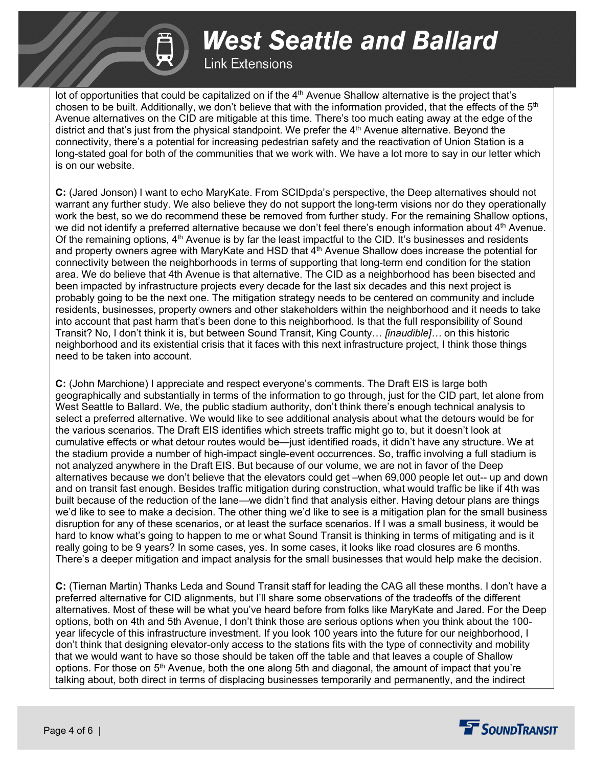lot of opportunities that could be capitalized on if the 4th Avenue Shallow alternative is the project that's chosen to be built. Additionally, we don't believe that with the information provided, that the effects of the 5th Avenue alternatives on the CID are mitigable at this time. There's too much eating away at the edge of the district and that's just from the physical standpoint. We prefer the 4th Avenue alternative. Beyond the connectivity, there's a potential for increasing pedestrian safety and the reactivation of Union Station is a long-stated goal for both of the communities that we work with. We have a lot more to say in our letter which is on our website.

**C:** (Jared Jonson) I want to echo MaryKate. From SCIDpda's perspective, the Deep alternatives should not warrant any further study. We also believe they do not support the long-term visions nor do they operationally work the best, so we do recommend these be removed from further study. For the remaining Shallow options, we did not identify a preferred alternative because we don't feel there's enough information about 4th Avenue. Of the remaining options, 4th Avenue is by far the least impactful to the CID. It's businesses and residents and property owners agree with MaryKate and HSD that 4th Avenue Shallow does increase the potential for connectivity between the neighborhoods in terms of supporting that long-term end condition for the station area. We do believe that 4th Avenue is that alternative. The CID as a neighborhood has been bisected and been impacted by infrastructure projects every decade for the last six decades and this next project is probably going to be the next one. The mitigation strategy needs to be centered on community and include residents, businesses, property owners and other stakeholders within the neighborhood and it needs to take into account that past harm that's been done to this neighborhood. Is that the full responsibility of Sound Transit? No, I don't think it is, but between Sound Transit, King County… *[inaudible]…* on this historic neighborhood and its existential crisis that it faces with this next infrastructure project, I think those things need to be taken into account.

**C:** (John Marchione) I appreciate and respect everyone's comments. The Draft EIS is large both geographically and substantially in terms of the information to go through, just for the CID part, let alone from West Seattle to Ballard. We, the public stadium authority, don't think there's enough technical analysis to select a preferred alternative. We would like to see additional analysis about what the detours would be for the various scenarios. The Draft EIS identifies which streets traffic might go to, but it doesn't look at cumulative effects or what detour routes would be—just identified roads, it didn't have any structure. We at the stadium provide a number of high-impact single-event occurrences. So, traffic involving a full stadium is not analyzed anywhere in the Draft EIS. But because of our volume, we are not in favor of the Deep alternatives because we don't believe that the elevators could get –when 69,000 people let out-- up and down and on transit fast enough. Besides traffic mitigation during construction, what would traffic be like if 4th was built because of the reduction of the lane—we didn't find that analysis either. Having detour plans are things we'd like to see to make a decision. The other thing we'd like to see is a mitigation plan for the small business disruption for any of these scenarios, or at least the surface scenarios. If I was a small business, it would be hard to know what's going to happen to me or what Sound Transit is thinking in terms of mitigating and is it really going to be 9 years? In some cases, yes. In some cases, it looks like road closures are 6 months. There's a deeper mitigation and impact analysis for the small businesses that would help make the decision.

**C:** (Tiernan Martin) Thanks Leda and Sound Transit staff for leading the CAG all these months. I don't have a preferred alternative for CID alignments, but I'll share some observations of the tradeoffs of the different alternatives. Most of these will be what you've heard before from folks like MaryKate and Jared. For the Deep options, both on 4th and 5th Avenue, I don't think those are serious options when you think about the 100-year lifecycle of this infrastructure investment. If you look 100 years into the future for our neighborhood, I don't think that designing elevator-only access to the stations fits with the type of connectivity and mobility that we would want to have so those should be taken off the table and that leaves a couple of Shallow options. For those on 5th Avenue, both the one along 5th and diagonal, the amount of impact that you're talking about, both direct in terms of displacing businesses temporarily and permanently, and the indirect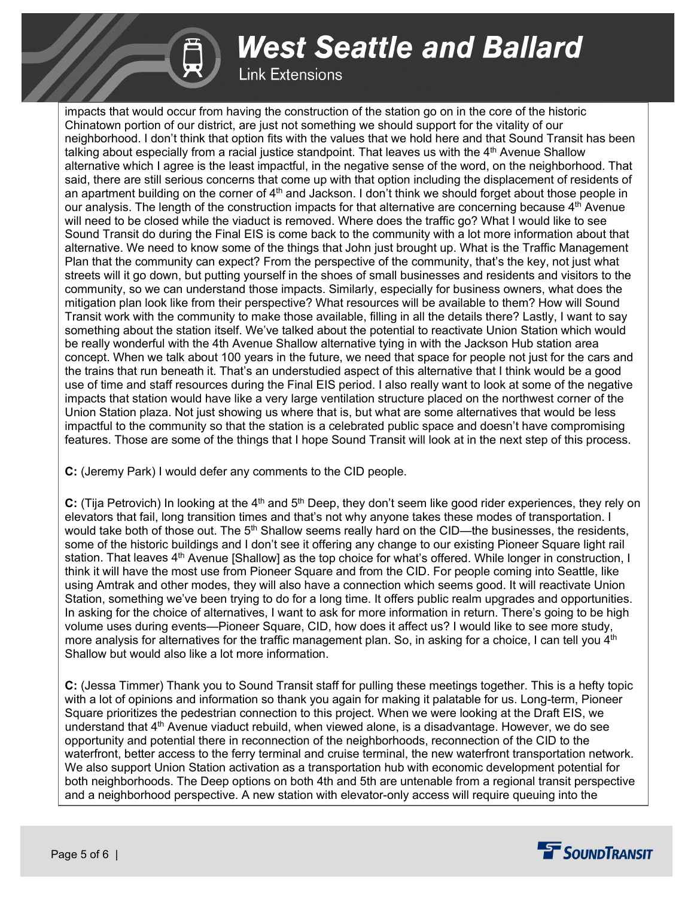impacts that would occur from having the construction of the station go on in the core of the historic Chinatown portion of our district, are just not something we should support for the vitality of our neighborhood. I don't think that option fits with the values that we hold here and that Sound Transit has been talking about especially from a racial justice standpoint. That leaves us with the 4th Avenue Shallow alternative which I agree is the least impactful, in the negative sense of the word, on the neighborhood. That said, there are still serious concerns that come up with that option including the displacement of residents of an apartment building on the corner of 4th and Jackson. I don't think we should forget about those people in our analysis. The length of the construction impacts for that alternative are concerning because 4th Avenue will need to be closed while the viaduct is removed. Where does the traffic go? What I would like to see Sound Transit do during the Final EIS is come back to the community with a lot more information about that alternative. We need to know some of the things that John just brought up. What is the Traffic Management Plan that the community can expect? From the perspective of the community, that's the key, not just what streets will it go down, but putting yourself in the shoes of small businesses and residents and visitors to the community, so we can understand those impacts. Similarly, especially for business owners, what does the mitigation plan look like from their perspective? What resources will be available to them? How will Sound Transit work with the community to make those available, filling in all the details there? Lastly, I want to say something about the station itself. We've talked about the potential to reactivate Union Station which would be really wonderful with the 4th Avenue Shallow alternative tying in with the Jackson Hub station area concept. When we talk about 100 years in the future, we need that space for people not just for the cars and the trains that run beneath it. That's an understudied aspect of this alternative that I think would be a good use of time and staff resources during the Final EIS period. I also really want to look at some of the negative impacts that station would have like a very large ventilation structure placed on the northwest corner of the Union Station plaza. Not just showing us where that is, but what are some alternatives that would be less impactful to the community so that the station is a celebrated public space and doesn't have compromising features. Those are some of the things that I hope Sound Transit will look at in the next step of this process.

**C:** (Jeremy Park) I would defer any comments to the CID people.

**C:** (Tija Petrovich) In looking at the 4th and 5th Deep, they don't seem like good rider experiences, they rely on elevators that fail, long transition times and that's not why anyone takes these modes of transportation. I would take both of those out. The 5th Shallow seems really hard on the CID—the businesses, the residents, some of the historic buildings and I don't see it offering any change to our existing Pioneer Square light rail station. That leaves 4th Avenue [Shallow] as the top choice for what's offered. While longer in construction, I think it will have the most use from Pioneer Square and from the CID. For people coming into Seattle, like using Amtrak and other modes, they will also have a connection which seems good. It will reactivate Union Station, something we've been trying to do for a long time. It offers public realm upgrades and opportunities. In asking for the choice of alternatives, I want to ask for more information in return. There's going to be high volume uses during events—Pioneer Square, CID, how does it affect us? I would like to see more study, more analysis for alternatives for the traffic management plan. So, in asking for a choice, I can tell you 4th Shallow but would also like a lot more information.

**C:** (Jessa Timmer) Thank you to Sound Transit staff for pulling these meetings together. This is a hefty topic with a lot of opinions and information so thank you again for making it palatable for us. Long-term, Pioneer Square prioritizes the pedestrian connection to this project. When we were looking at the Draft EIS, we understand that 4th Avenue viaduct rebuild, when viewed alone, is a disadvantage. However, we do see opportunity and potential there in reconnection of the neighborhoods, reconnection of the CID to the waterfront, better access to the ferry terminal and cruise terminal, the new waterfront transportation network. We also support Union Station activation as a transportation hub with economic development potential for both neighborhoods. The Deep options on both 4th and 5th are untenable from a regional transit perspective and a neighborhood perspective. A new station with elevator-only access will require queuing into the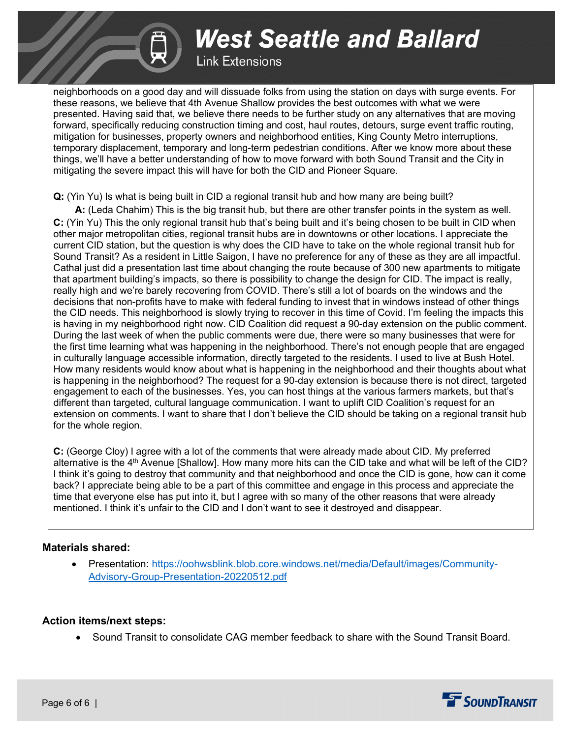neighborhoods on a good day and will dissuade folks from using the station on days with surge events. For these reasons, we believe that 4th Avenue Shallow provides the best outcomes with what we were presented. Having said that, we believe there needs to be further study on any alternatives that are moving forward, specifically reducing construction timing and cost, haul routes, detours, surge event traffic routing, mitigation for businesses, property owners and neighborhood entities, King County Metro interruptions, temporary displacement, temporary and long-term pedestrian conditions. After we know more about these things, we'll have a better understanding of how to move forward with both Sound Transit and the City in mitigating the severe impact this will have for both the CID and Pioneer Square.

**Q:** (Yin Yu) Is what is being built in CID a regional transit hub and how many are being built?

**A:** (Leda Chahim) This is the big transit hub, but there are other transfer points in the system as well.

**C:** (Yin Yu) This the only regional transit hub that's being built and it's being chosen to be built in CID when other major metropolitan cities, regional transit hubs are in downtowns or other locations. I appreciate the current CID station, but the question is why does the CID have to take on the whole regional transit hub for Sound Transit? As a resident in Little Saigon, I have no preference for any of these as they are all impactful. Cathal just did a presentation last time about changing the route because of 300 new apartments to mitigate that apartment building's impacts, so there is possibility to change the design for CID. The impact is really, really high and we're barely recovering from COVID. There's still a lot of boards on the windows and the decisions that non-profits have to make with federal funding to invest that in windows instead of other things the CID needs. This neighborhood is slowly trying to recover in this time of Covid. I'm feeling the impacts this is having in my neighborhood right now. CID Coalition did request a 90-day extension on the public comment. During the last week of when the public comments were due, there were so many businesses that were for the first time learning what was happening in the neighborhood. There's not enough people that are engaged in culturally language accessible information, directly targeted to the residents. I used to live at Bush Hotel. How many residents would know about what is happening in the neighborhood and their thoughts about what is happening in the neighborhood? The request for a 90-day extension is because there is not direct, targeted engagement to each of the businesses. Yes, you can host things at the various farmers markets, but that's different than targeted, cultural language communication. I want to uplift CID Coalition's request for an extension on comments. I want to share that I don't believe the CID should be taking on a regional transit hub for the whole region.

**C:** (George Cloy) I agree with a lot of the comments that were already made about CID. My preferred alternative is the 4th Avenue [Shallow]. How many more hits can the CID take and what will be left of the CID? I think it's going to destroy that community and that neighborhood and once the CID is gone, how can it come back? I appreciate being able to be a part of this committee and engage in this process and appreciate the time that everyone else has put into it, but I agree with so many of the other reasons that were already mentioned. I think it's unfair to the CID and I don't want to see it destroyed and disappear.

### Materials shared:

- Presentation: https://oohwsblink.blob.core.windows.net/media/Default/images/Community-Advisory-Group-Presentation-20220512.pdf

### Action items/next steps:

- Sound Transit to consolidate CAG member feedback to share with the Sound Transit Board.